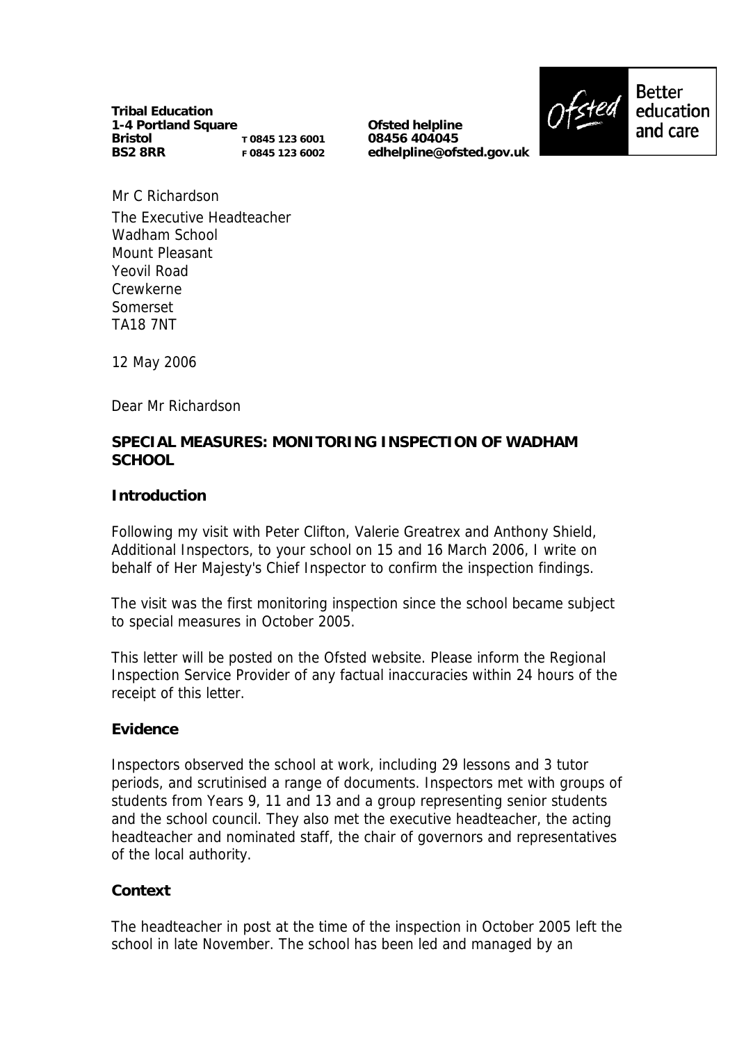**Tribal Education**
**1-4 Portland Square**
**Bristol** T 0845 123 6001
**BS2 8RR** F 0845 123 6002

**Ofsted helpline**
**08456 404045**
**edhelpline@ofsted.gov.uk**

Ofsted Better education and care

Mr C Richardson
The Executive Headteacher
Wadham School
Mount Pleasant
Yeovil Road
Crewkerne
Somerset
TA18 7NT

12 May 2006

Dear Mr Richardson

**SPECIAL MEASURES: MONITORING INSPECTION OF WADHAM SCHOOL**

**Introduction**

Following my visit with Peter Clifton, Valerie Greatrex and Anthony Shield, Additional Inspectors, to your school on 15 and 16 March 2006, I write on behalf of Her Majesty's Chief Inspector to confirm the inspection findings.

The visit was the first monitoring inspection since the school became subject to special measures in October 2005.

This letter will be posted on the Ofsted website. Please inform the Regional Inspection Service Provider of any factual inaccuracies within 24 hours of the receipt of this letter.

**Evidence**

Inspectors observed the school at work, including 29 lessons and 3 tutor periods, and scrutinised a range of documents. Inspectors met with groups of students from Years 9, 11 and 13 and a group representing senior students and the school council. They also met the executive headteacher, the acting headteacher and nominated staff, the chair of governors and representatives of the local authority.

**Context**

The headteacher in post at the time of the inspection in October 2005 left the school in late November. The school has been led and managed by an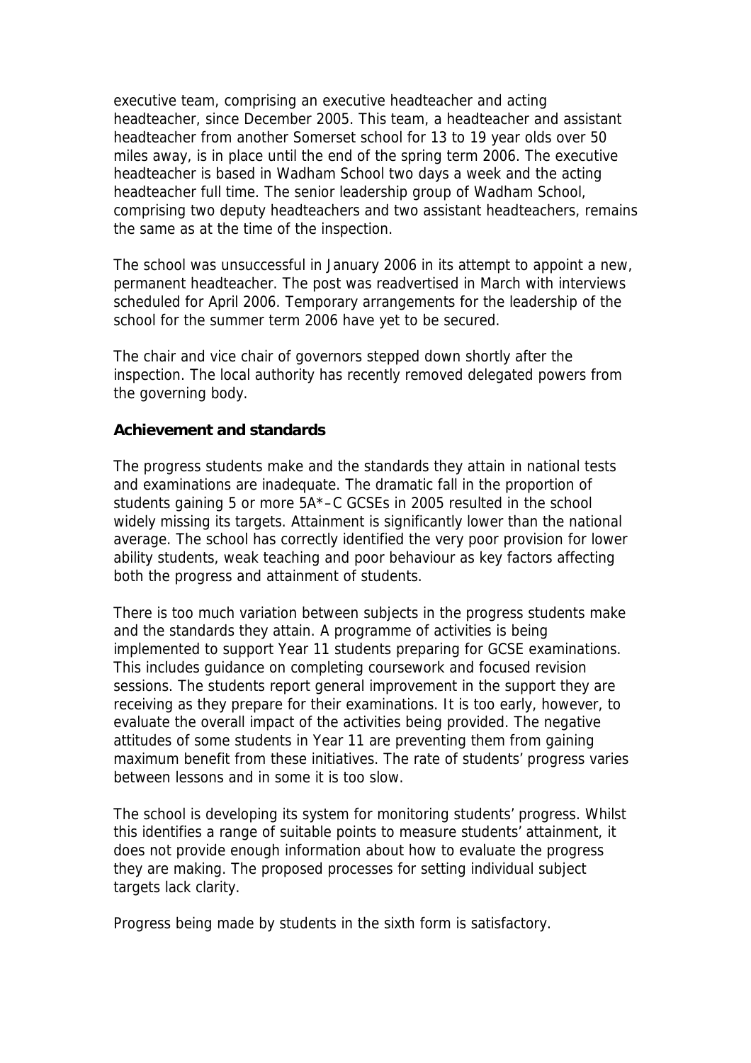executive team, comprising an executive headteacher and acting headteacher, since December 2005. This team, a headteacher and assistant headteacher from another Somerset school for 13 to 19 year olds over 50 miles away, is in place until the end of the spring term 2006. The executive headteacher is based in Wadham School two days a week and the acting headteacher full time. The senior leadership group of Wadham School, comprising two deputy headteachers and two assistant headteachers, remains the same as at the time of the inspection.

The school was unsuccessful in January 2006 in its attempt to appoint a new, permanent headteacher. The post was readvertised in March with interviews scheduled for April 2006. Temporary arrangements for the leadership of the school for the summer term 2006 have yet to be secured.

The chair and vice chair of governors stepped down shortly after the inspection. The local authority has recently removed delegated powers from the governing body.

**Achievement and standards**

The progress students make and the standards they attain in national tests and examinations are inadequate. The dramatic fall in the proportion of students gaining 5 or more 5A*–C GCSEs in 2005 resulted in the school widely missing its targets. Attainment is significantly lower than the national average. The school has correctly identified the very poor provision for lower ability students, weak teaching and poor behaviour as key factors affecting both the progress and attainment of students.

There is too much variation between subjects in the progress students make and the standards they attain. A programme of activities is being implemented to support Year 11 students preparing for GCSE examinations. This includes guidance on completing coursework and focused revision sessions. The students report general improvement in the support they are receiving as they prepare for their examinations. It is too early, however, to evaluate the overall impact of the activities being provided. The negative attitudes of some students in Year 11 are preventing them from gaining maximum benefit from these initiatives. The rate of students' progress varies between lessons and in some it is too slow.

The school is developing its system for monitoring students' progress. Whilst this identifies a range of suitable points to measure students' attainment, it does not provide enough information about how to evaluate the progress they are making. The proposed processes for setting individual subject targets lack clarity.

Progress being made by students in the sixth form is satisfactory.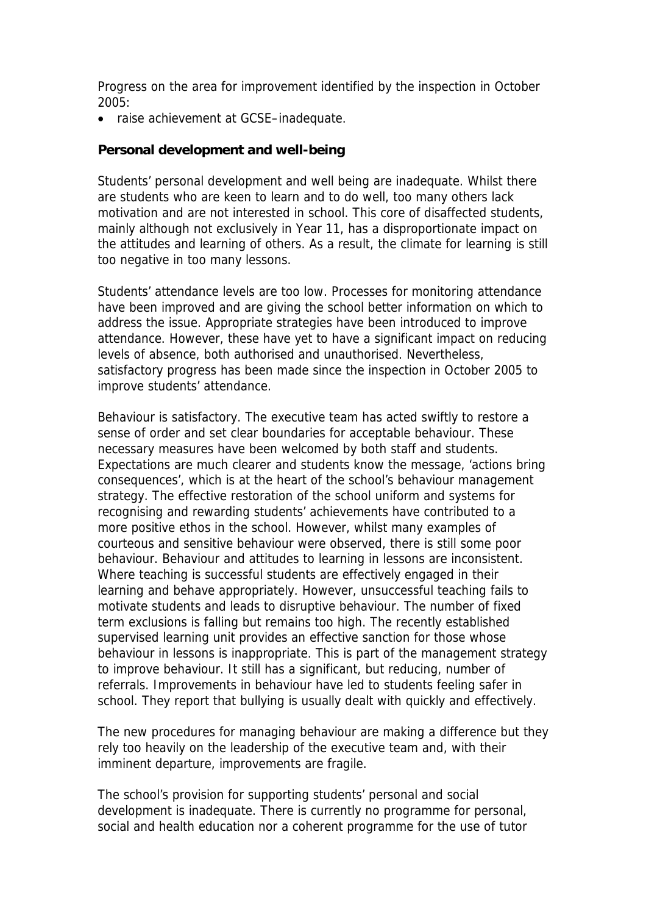Progress on the area for improvement identified by the inspection in October 2005:

- raise achievement at GCSE–inadequate.

**Personal development and well-being**

Students' personal development and well being are inadequate. Whilst there are students who are keen to learn and to do well, too many others lack motivation and are not interested in school. This core of disaffected students, mainly although not exclusively in Year 11, has a disproportionate impact on the attitudes and learning of others. As a result, the climate for learning is still too negative in too many lessons.

Students' attendance levels are too low. Processes for monitoring attendance have been improved and are giving the school better information on which to address the issue. Appropriate strategies have been introduced to improve attendance. However, these have yet to have a significant impact on reducing levels of absence, both authorised and unauthorised. Nevertheless, satisfactory progress has been made since the inspection in October 2005 to improve students' attendance.

Behaviour is satisfactory. The executive team has acted swiftly to restore a sense of order and set clear boundaries for acceptable behaviour. These necessary measures have been welcomed by both staff and students. Expectations are much clearer and students know the message, 'actions bring consequences', which is at the heart of the school's behaviour management strategy. The effective restoration of the school uniform and systems for recognising and rewarding students' achievements have contributed to a more positive ethos in the school. However, whilst many examples of courteous and sensitive behaviour were observed, there is still some poor behaviour. Behaviour and attitudes to learning in lessons are inconsistent. Where teaching is successful students are effectively engaged in their learning and behave appropriately. However, unsuccessful teaching fails to motivate students and leads to disruptive behaviour. The number of fixed term exclusions is falling but remains too high. The recently established supervised learning unit provides an effective sanction for those whose behaviour in lessons is inappropriate. This is part of the management strategy to improve behaviour. It still has a significant, but reducing, number of referrals. Improvements in behaviour have led to students feeling safer in school. They report that bullying is usually dealt with quickly and effectively.

The new procedures for managing behaviour are making a difference but they rely too heavily on the leadership of the executive team and, with their imminent departure, improvements are fragile.

The school's provision for supporting students' personal and social development is inadequate. There is currently no programme for personal, social and health education nor a coherent programme for the use of tutor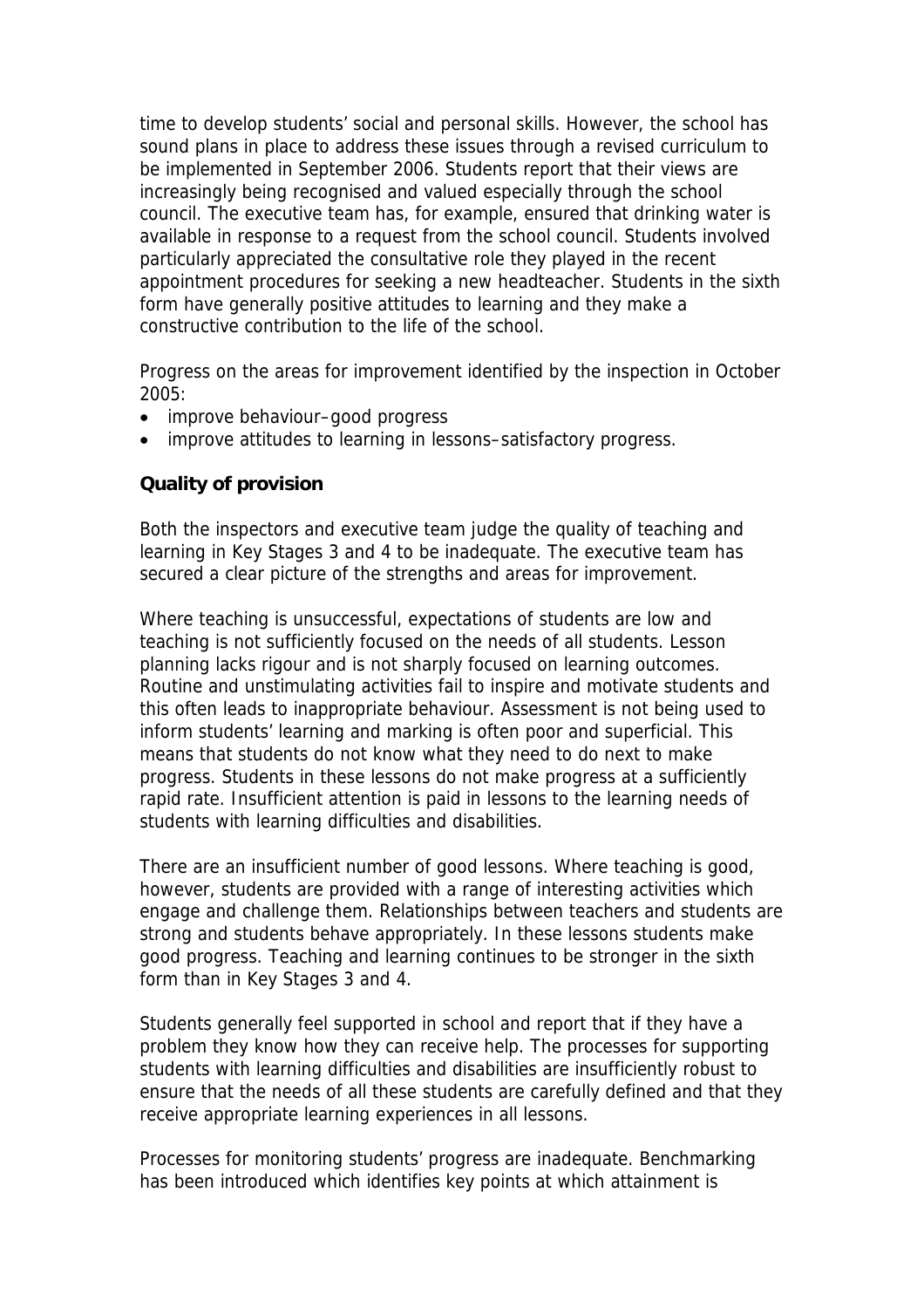time to develop students' social and personal skills. However, the school has sound plans in place to address these issues through a revised curriculum to be implemented in September 2006. Students report that their views are increasingly being recognised and valued especially through the school council. The executive team has, for example, ensured that drinking water is available in response to a request from the school council. Students involved particularly appreciated the consultative role they played in the recent appointment procedures for seeking a new headteacher. Students in the sixth form have generally positive attitudes to learning and they make a constructive contribution to the life of the school.

Progress on the areas for improvement identified by the inspection in October 2005:

- improve behaviour–good progress
- improve attitudes to learning in lessons–satisfactory progress.

**Quality of provision**

Both the inspectors and executive team judge the quality of teaching and learning in Key Stages 3 and 4 to be inadequate. The executive team has secured a clear picture of the strengths and areas for improvement.

Where teaching is unsuccessful, expectations of students are low and teaching is not sufficiently focused on the needs of all students. Lesson planning lacks rigour and is not sharply focused on learning outcomes. Routine and unstimulating activities fail to inspire and motivate students and this often leads to inappropriate behaviour. Assessment is not being used to inform students' learning and marking is often poor and superficial. This means that students do not know what they need to do next to make progress. Students in these lessons do not make progress at a sufficiently rapid rate. Insufficient attention is paid in lessons to the learning needs of students with learning difficulties and disabilities.

There are an insufficient number of good lessons. Where teaching is good, however, students are provided with a range of interesting activities which engage and challenge them. Relationships between teachers and students are strong and students behave appropriately. In these lessons students make good progress. Teaching and learning continues to be stronger in the sixth form than in Key Stages 3 and 4.

Students generally feel supported in school and report that if they have a problem they know how they can receive help. The processes for supporting students with learning difficulties and disabilities are insufficiently robust to ensure that the needs of all these students are carefully defined and that they receive appropriate learning experiences in all lessons.

Processes for monitoring students' progress are inadequate. Benchmarking has been introduced which identifies key points at which attainment is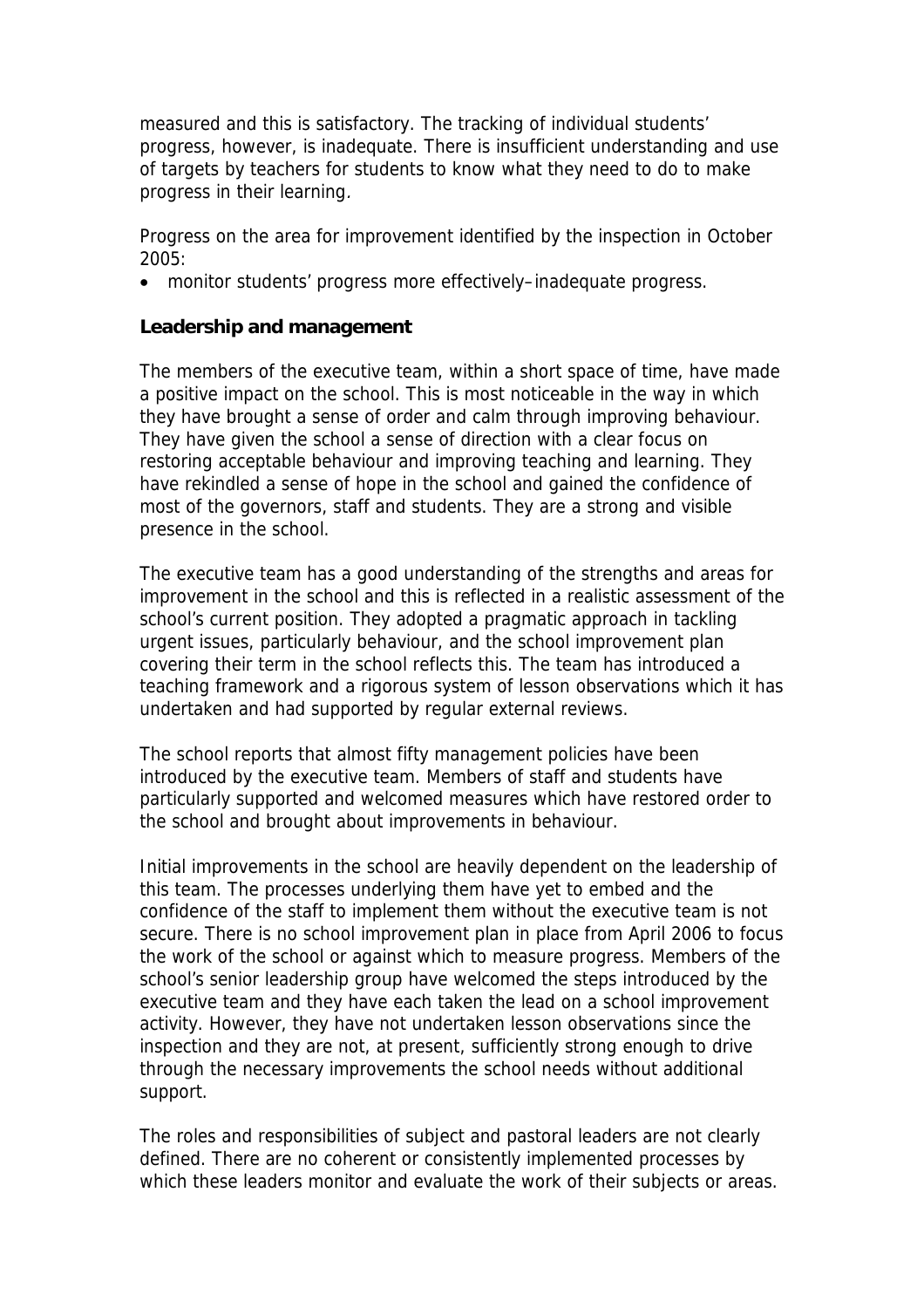measured and this is satisfactory. The tracking of individual students' progress, however, is inadequate. There is insufficient understanding and use of targets by teachers for students to know what they need to do to make progress in their learning.

Progress on the area for improvement identified by the inspection in October 2005:

- monitor students' progress more effectively– inadequate progress.

**Leadership and management**

The members of the executive team, within a short space of time, have made a positive impact on the school. This is most noticeable in the way in which they have brought a sense of order and calm through improving behaviour. They have given the school a sense of direction with a clear focus on restoring acceptable behaviour and improving teaching and learning. They have rekindled a sense of hope in the school and gained the confidence of most of the governors, staff and students. They are a strong and visible presence in the school.

The executive team has a good understanding of the strengths and areas for improvement in the school and this is reflected in a realistic assessment of the school's current position. They adopted a pragmatic approach in tackling urgent issues, particularly behaviour, and the school improvement plan covering their term in the school reflects this. The team has introduced a teaching framework and a rigorous system of lesson observations which it has undertaken and had supported by regular external reviews.

The school reports that almost fifty management policies have been introduced by the executive team. Members of staff and students have particularly supported and welcomed measures which have restored order to the school and brought about improvements in behaviour.

Initial improvements in the school are heavily dependent on the leadership of this team. The processes underlying them have yet to embed and the confidence of the staff to implement them without the executive team is not secure. There is no school improvement plan in place from April 2006 to focus the work of the school or against which to measure progress. Members of the school's senior leadership group have welcomed the steps introduced by the executive team and they have each taken the lead on a school improvement activity. However, they have not undertaken lesson observations since the inspection and they are not, at present, sufficiently strong enough to drive through the necessary improvements the school needs without additional support.

The roles and responsibilities of subject and pastoral leaders are not clearly defined. There are no coherent or consistently implemented processes by which these leaders monitor and evaluate the work of their subjects or areas.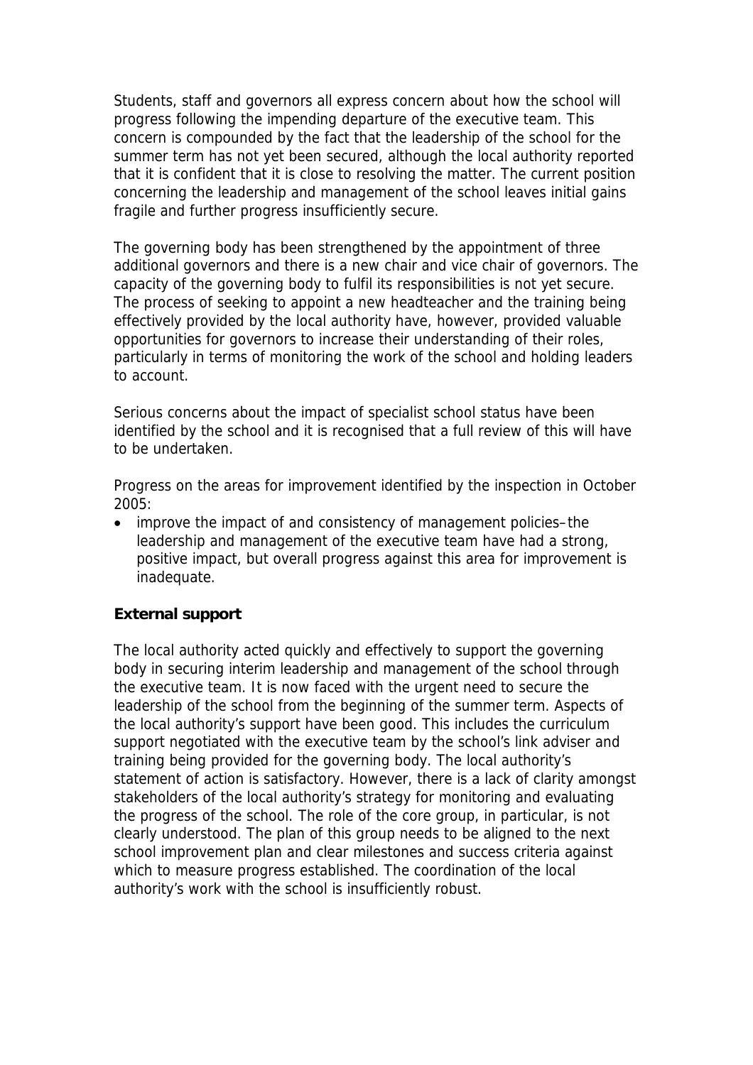Students, staff and governors all express concern about how the school will progress following the impending departure of the executive team. This concern is compounded by the fact that the leadership of the school for the summer term has not yet been secured, although the local authority reported that it is confident that it is close to resolving the matter. The current position concerning the leadership and management of the school leaves initial gains fragile and further progress insufficiently secure.

The governing body has been strengthened by the appointment of three additional governors and there is a new chair and vice chair of governors. The capacity of the governing body to fulfil its responsibilities is not yet secure. The process of seeking to appoint a new headteacher and the training being effectively provided by the local authority have, however, provided valuable opportunities for governors to increase their understanding of their roles, particularly in terms of monitoring the work of the school and holding leaders to account.

Serious concerns about the impact of specialist school status have been identified by the school and it is recognised that a full review of this will have to be undertaken.

Progress on the areas for improvement identified by the inspection in October 2005:

- improve the impact of and consistency of management policies–the leadership and management of the executive team have had a strong, positive impact, but overall progress against this area for improvement is inadequate.

**External support**

The local authority acted quickly and effectively to support the governing body in securing interim leadership and management of the school through the executive team. It is now faced with the urgent need to secure the leadership of the school from the beginning of the summer term. Aspects of the local authority's support have been good. This includes the curriculum support negotiated with the executive team by the school's link adviser and training being provided for the governing body. The local authority's statement of action is satisfactory. However, there is a lack of clarity amongst stakeholders of the local authority's strategy for monitoring and evaluating the progress of the school. The role of the core group, in particular, is not clearly understood. The plan of this group needs to be aligned to the next school improvement plan and clear milestones and success criteria against which to measure progress established. The coordination of the local authority's work with the school is insufficiently robust.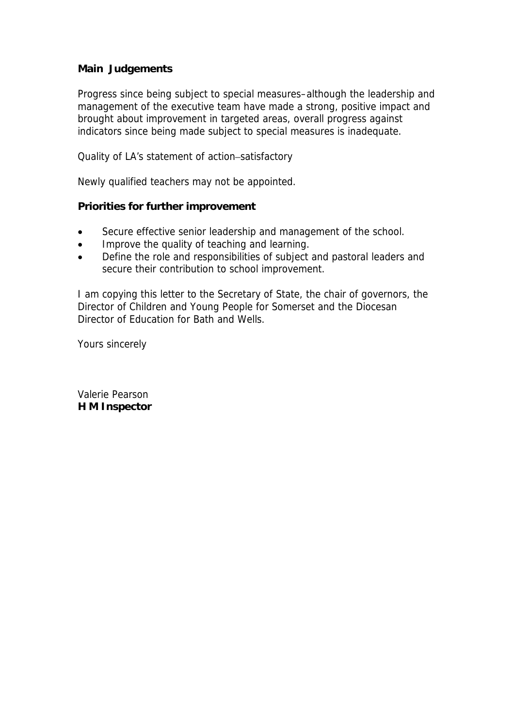**Main Judgements**

Progress since being subject to special measures–although the leadership and management of the executive team have made a strong, positive impact and brought about improvement in targeted areas, overall progress against indicators since being made subject to special measures is inadequate.

Quality of LA's statement of action–satisfactory

Newly qualified teachers may not be appointed.

**Priorities for further improvement**

- Secure effective senior leadership and management of the school.
- Improve the quality of teaching and learning.
- Define the role and responsibilities of subject and pastoral leaders and secure their contribution to school improvement.

I am copying this letter to the Secretary of State, the chair of governors, the Director of Children and Young People for Somerset and the Diocesan Director of Education for Bath and Wells.

Yours sincerely

Valerie Pearson
**H M Inspector**